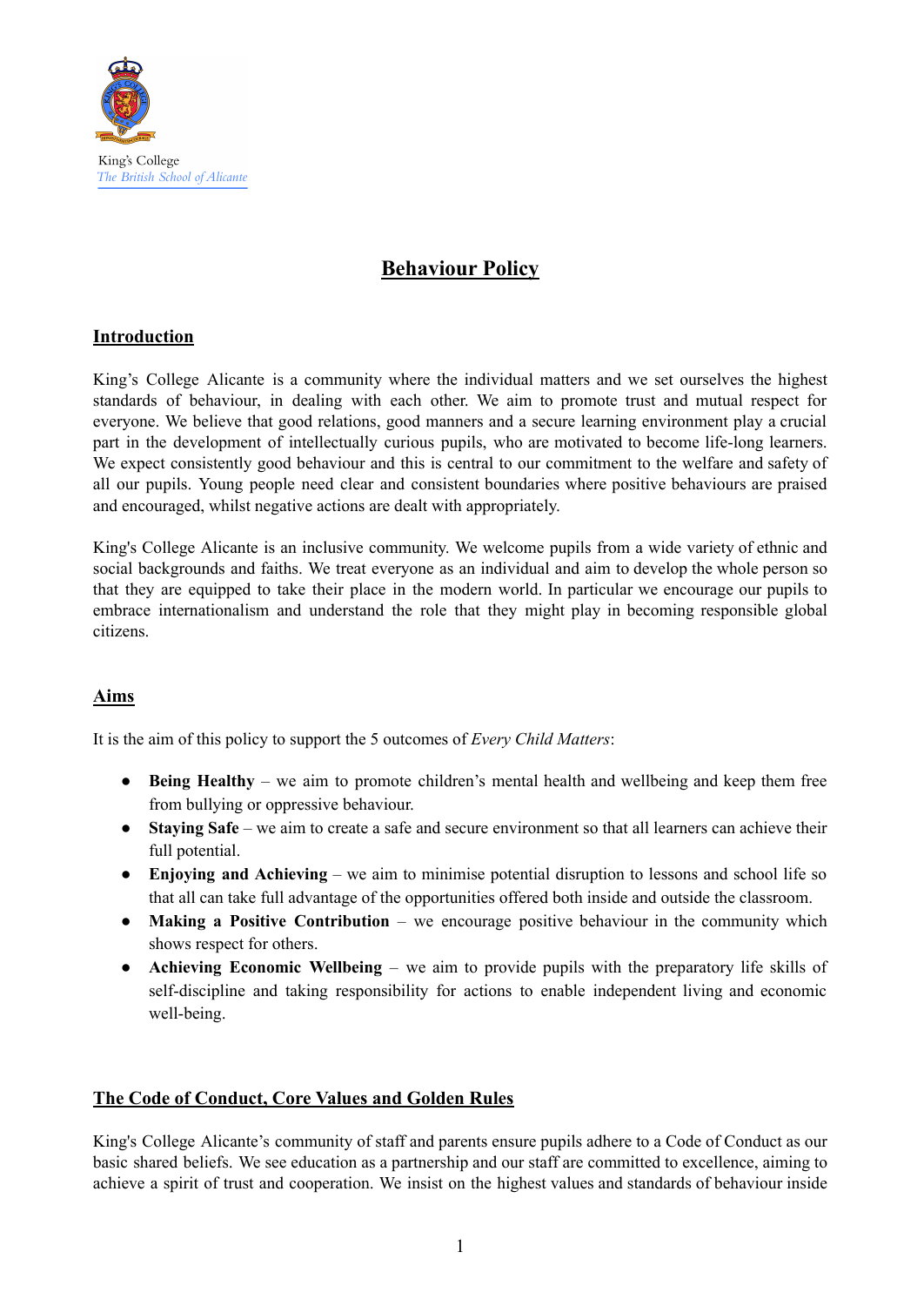King's College
*The British School of Alicante*

# Behaviour Policy

## Introduction

King's College Alicante is a community where the individual matters and we set ourselves the highest standards of behaviour, in dealing with each other. We aim to promote trust and mutual respect for everyone. We believe that good relations, good manners and a secure learning environment play a crucial part in the development of intellectually curious pupils, who are motivated to become life-long learners. We expect consistently good behaviour and this is central to our commitment to the welfare and safety of all our pupils. Young people need clear and consistent boundaries where positive behaviours are praised and encouraged, whilst negative actions are dealt with appropriately.

King's College Alicante is an inclusive community. We welcome pupils from a wide variety of ethnic and social backgrounds and faiths. We treat everyone as an individual and aim to develop the whole person so that they are equipped to take their place in the modern world. In particular we encourage our pupils to embrace internationalism and understand the role that they might play in becoming responsible global citizens.

## Aims

It is the aim of this policy to support the 5 outcomes of *Every Child Matters*:

- **Being Healthy** – we aim to promote children's mental health and wellbeing and keep them free from bullying or oppressive behaviour.
- **Staying Safe** – we aim to create a safe and secure environment so that all learners can achieve their full potential.
- **Enjoying and Achieving** – we aim to minimise potential disruption to lessons and school life so that all can take full advantage of the opportunities offered both inside and outside the classroom.
- **Making a Positive Contribution** – we encourage positive behaviour in the community which shows respect for others.
- **Achieving Economic Wellbeing** – we aim to provide pupils with the preparatory life skills of self-discipline and taking responsibility for actions to enable independent living and economic well-being.

## The Code of Conduct, Core Values and Golden Rules

King's College Alicante's community of staff and parents ensure pupils adhere to a Code of Conduct as our basic shared beliefs. We see education as a partnership and our staff are committed to excellence, aiming to achieve a spirit of trust and cooperation. We insist on the highest values and standards of behaviour inside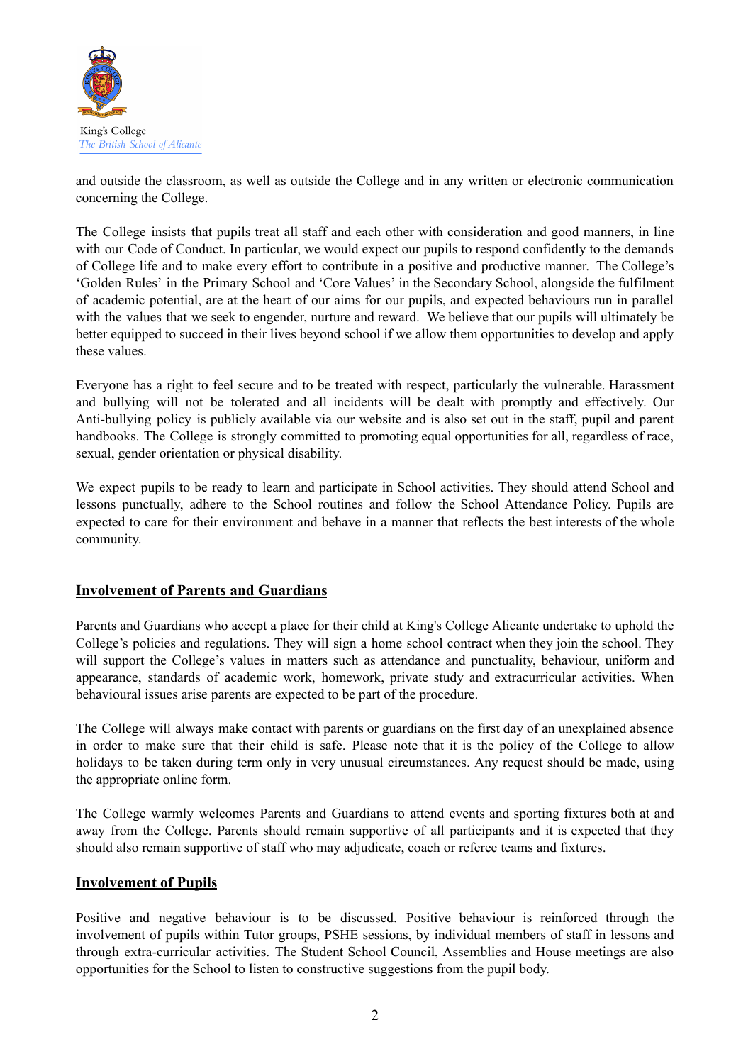and outside the classroom, as well as outside the College and in any written or electronic communication concerning the College.

The College insists that pupils treat all staff and each other with consideration and good manners, in line with our Code of Conduct. In particular, we would expect our pupils to respond confidently to the demands of College life and to make every effort to contribute in a positive and productive manner. The College's 'Golden Rules' in the Primary School and 'Core Values' in the Secondary School, alongside the fulfilment of academic potential, are at the heart of our aims for our pupils, and expected behaviours run in parallel with the values that we seek to engender, nurture and reward. We believe that our pupils will ultimately be better equipped to succeed in their lives beyond school if we allow them opportunities to develop and apply these values.

Everyone has a right to feel secure and to be treated with respect, particularly the vulnerable. Harassment and bullying will not be tolerated and all incidents will be dealt with promptly and effectively. Our Anti-bullying policy is publicly available via our website and is also set out in the staff, pupil and parent handbooks. The College is strongly committed to promoting equal opportunities for all, regardless of race, sexual, gender orientation or physical disability.

We expect pupils to be ready to learn and participate in School activities. They should attend School and lessons punctually, adhere to the School routines and follow the School Attendance Policy. Pupils are expected to care for their environment and behave in a manner that reflects the best interests of the whole community.

## Involvement of Parents and Guardians

Parents and Guardians who accept a place for their child at King's College Alicante undertake to uphold the College's policies and regulations. They will sign a home school contract when they join the school. They will support the College's values in matters such as attendance and punctuality, behaviour, uniform and appearance, standards of academic work, homework, private study and extracurricular activities. When behavioural issues arise parents are expected to be part of the procedure.

The College will always make contact with parents or guardians on the first day of an unexplained absence in order to make sure that their child is safe. Please note that it is the policy of the College to allow holidays to be taken during term only in very unusual circumstances. Any request should be made, using the appropriate online form.

The College warmly welcomes Parents and Guardians to attend events and sporting fixtures both at and away from the College. Parents should remain supportive of all participants and it is expected that they should also remain supportive of staff who may adjudicate, coach or referee teams and fixtures.

## Involvement of Pupils

Positive and negative behaviour is to be discussed. Positive behaviour is reinforced through the involvement of pupils within Tutor groups, PSHE sessions, by individual members of staff in lessons and through extra-curricular activities. The Student School Council, Assemblies and House meetings are also opportunities for the School to listen to constructive suggestions from the pupil body.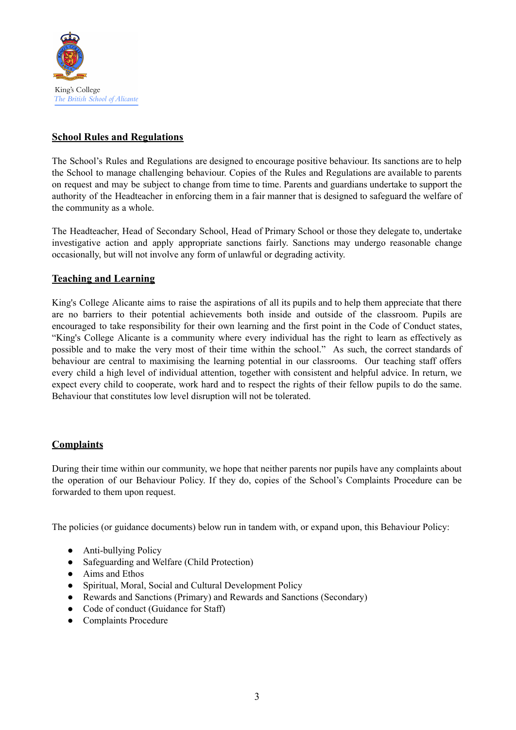King's College
*The British School of Alicante*

## School Rules and Regulations

The School's Rules and Regulations are designed to encourage positive behaviour. Its sanctions are to help the School to manage challenging behaviour. Copies of the Rules and Regulations are available to parents on request and may be subject to change from time to time. Parents and guardians undertake to support the authority of the Headteacher in enforcing them in a fair manner that is designed to safeguard the welfare of the community as a whole.

The Headteacher, Head of Secondary School, Head of Primary School or those they delegate to, undertake investigative action and apply appropriate sanctions fairly. Sanctions may undergo reasonable change occasionally, but will not involve any form of unlawful or degrading activity.

## Teaching and Learning

King's College Alicante aims to raise the aspirations of all its pupils and to help them appreciate that there are no barriers to their potential achievements both inside and outside of the classroom. Pupils are encouraged to take responsibility for their own learning and the first point in the Code of Conduct states, "King's College Alicante is a community where every individual has the right to learn as effectively as possible and to make the very most of their time within the school." As such, the correct standards of behaviour are central to maximising the learning potential in our classrooms. Our teaching staff offers every child a high level of individual attention, together with consistent and helpful advice. In return, we expect every child to cooperate, work hard and to respect the rights of their fellow pupils to do the same. Behaviour that constitutes low level disruption will not be tolerated.

## Complaints

During their time within our community, we hope that neither parents nor pupils have any complaints about the operation of our Behaviour Policy. If they do, copies of the School's Complaints Procedure can be forwarded to them upon request.

The policies (or guidance documents) below run in tandem with, or expand upon, this Behaviour Policy:

- Anti-bullying Policy
- Safeguarding and Welfare (Child Protection)
- Aims and Ethos
- Spiritual, Moral, Social and Cultural Development Policy
- Rewards and Sanctions (Primary) and Rewards and Sanctions (Secondary)
- Code of conduct (Guidance for Staff)
- Complaints Procedure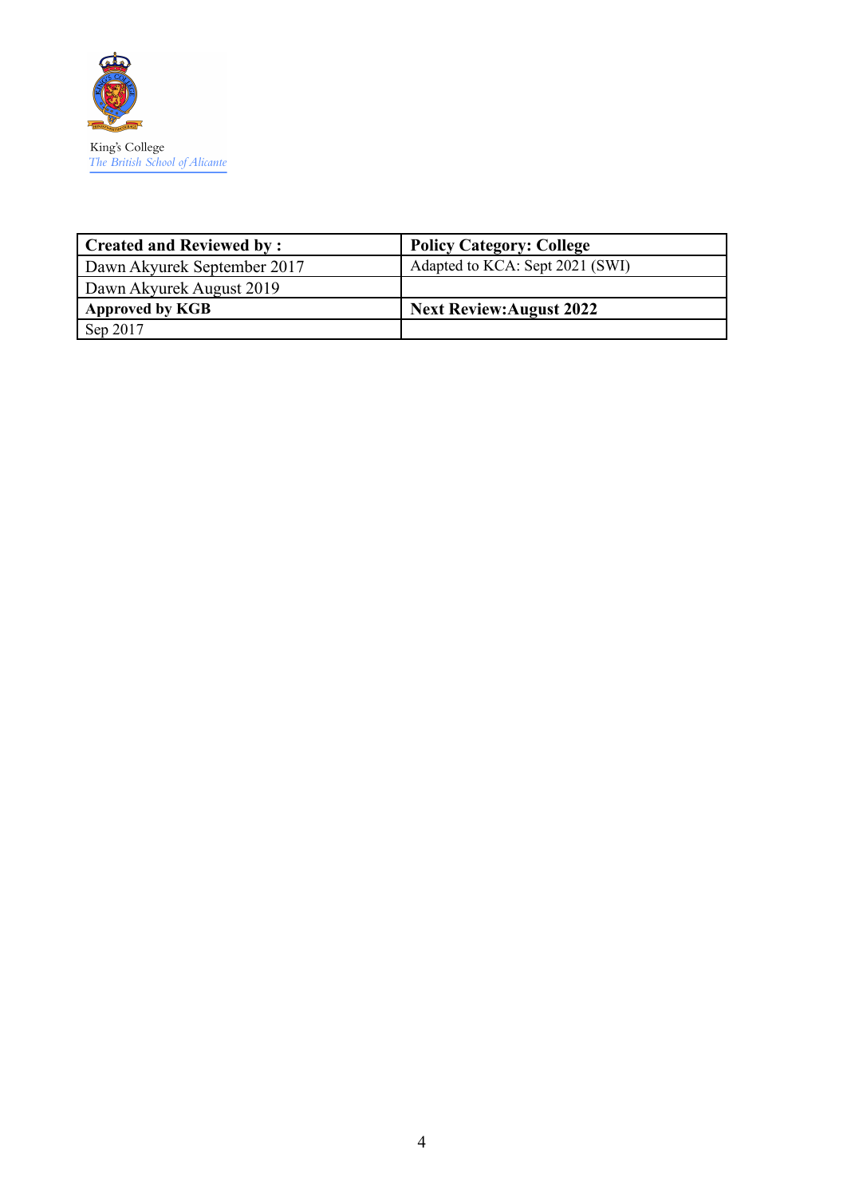King's College
*The British School of Alicante*

| **Created and Reviewed by :** | **Policy Category: College** |
|---|---|
| Dawn Akyurek September 2017 | Adapted to KCA: Sept 2021 (SWI) |
| Dawn Akyurek August 2019 | |
| **Approved by KGB** | **Next Review:August 2022** |
| Sep 2017 | |